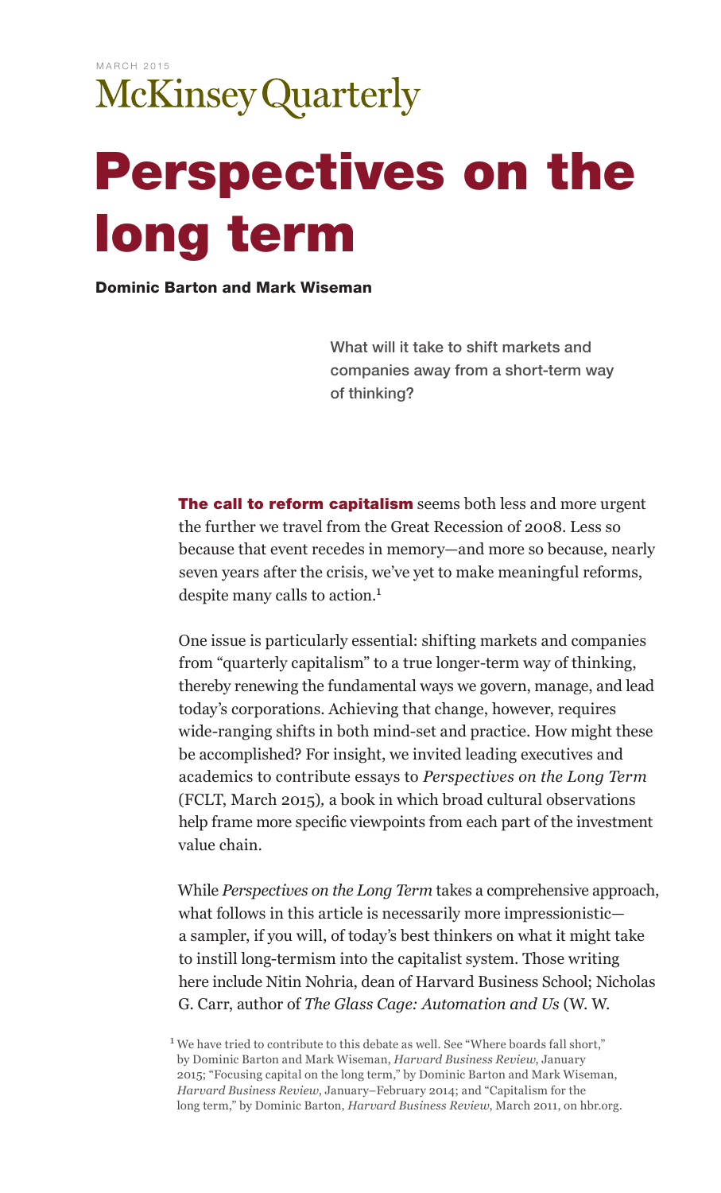MARCH 2015

McKinsey Quarterly

# Perspectives on the long term

**Dominic Barton and Mark Wiseman**

What will it take to shift markets and companies away from a short-term way of thinking?

**The call to reform capitalism** seems both less and more urgent the further we travel from the Great Recession of 2008. Less so because that event recedes in memory—and more so because, nearly seven years after the crisis, we've yet to make meaningful reforms, despite many calls to action.[1]

One issue is particularly essential: shifting markets and companies from "quarterly capitalism" to a true longer-term way of thinking, thereby renewing the fundamental ways we govern, manage, and lead today's corporations. Achieving that change, however, requires wide-ranging shifts in both mind-set and practice. How might these be accomplished? For insight, we invited leading executives and academics to contribute essays to *Perspectives on the Long Term* (FCLT, March 2015), a book in which broad cultural observations help frame more specific viewpoints from each part of the investment value chain.

While *Perspectives on the Long Term* takes a comprehensive approach, what follows in this article is necessarily more impressionistic—a sampler, if you will, of today's best thinkers on what it might take to instill long-termism into the capitalist system. Those writing here include Nitin Nohria, dean of Harvard Business School; Nicholas G. Carr, author of *The Glass Cage: Automation and Us* (W. W.

[1] We have tried to contribute to this debate as well. See "Where boards fall short," by Dominic Barton and Mark Wiseman, *Harvard Business Review*, January 2015; "Focusing capital on the long term," by Dominic Barton and Mark Wiseman, *Harvard Business Review*, January–February 2014; and "Capitalism for the long term," by Dominic Barton, *Harvard Business Review*, March 2011, on hbr.org.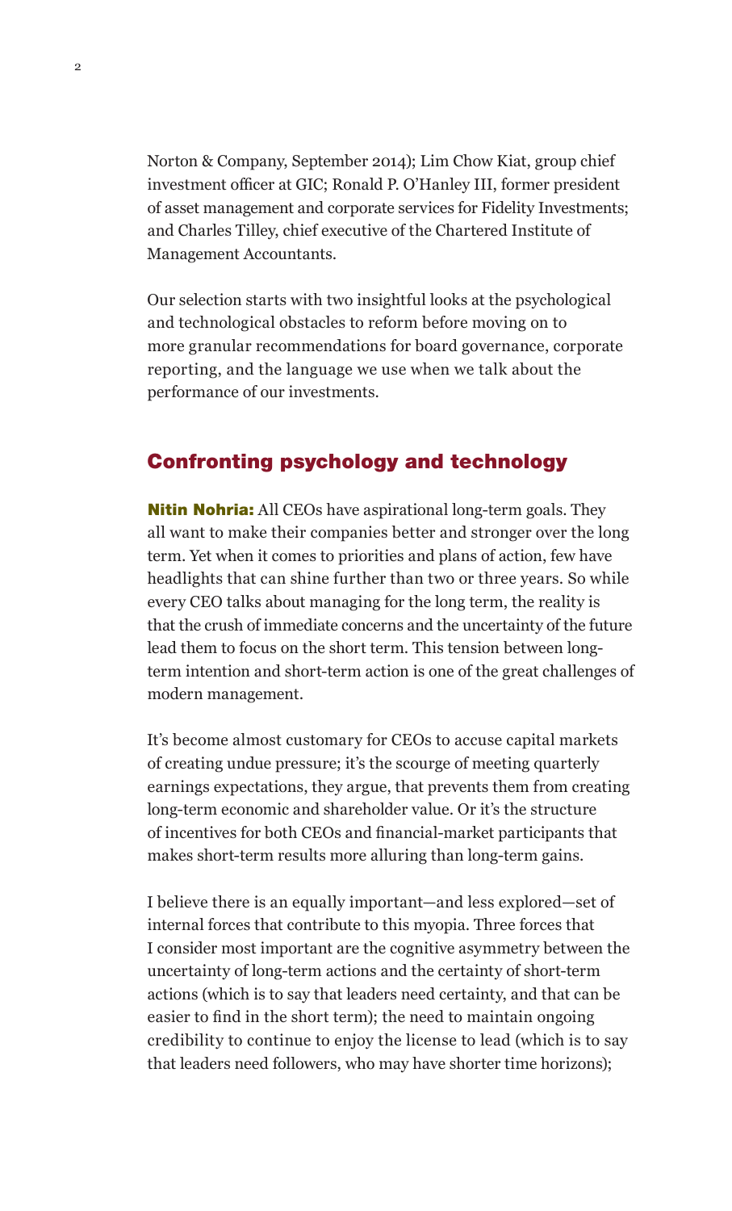Norton & Company, September 2014); Lim Chow Kiat, group chief investment officer at GIC; Ronald P. O'Hanley III, former president of asset management and corporate services for Fidelity Investments; and Charles Tilley, chief executive of the Chartered Institute of Management Accountants.

Our selection starts with two insightful looks at the psychological and technological obstacles to reform before moving on to more granular recommendations for board governance, corporate reporting, and the language we use when we talk about the performance of our investments.

## Confronting psychology and technology

**Nitin Nohria:** All CEOs have aspirational long-term goals. They all want to make their companies better and stronger over the long term. Yet when it comes to priorities and plans of action, few have headlights that can shine further than two or three years. So while every CEO talks about managing for the long term, the reality is that the crush of immediate concerns and the uncertainty of the future lead them to focus on the short term. This tension between long-term intention and short-term action is one of the great challenges of modern management.

It's become almost customary for CEOs to accuse capital markets of creating undue pressure; it's the scourge of meeting quarterly earnings expectations, they argue, that prevents them from creating long-term economic and shareholder value. Or it's the structure of incentives for both CEOs and financial-market participants that makes short-term results more alluring than long-term gains.

I believe there is an equally important—and less explored—set of internal forces that contribute to this myopia. Three forces that I consider most important are the cognitive asymmetry between the uncertainty of long-term actions and the certainty of short-term actions (which is to say that leaders need certainty, and that can be easier to find in the short term); the need to maintain ongoing credibility to continue to enjoy the license to lead (which is to say that leaders need followers, who may have shorter time horizons);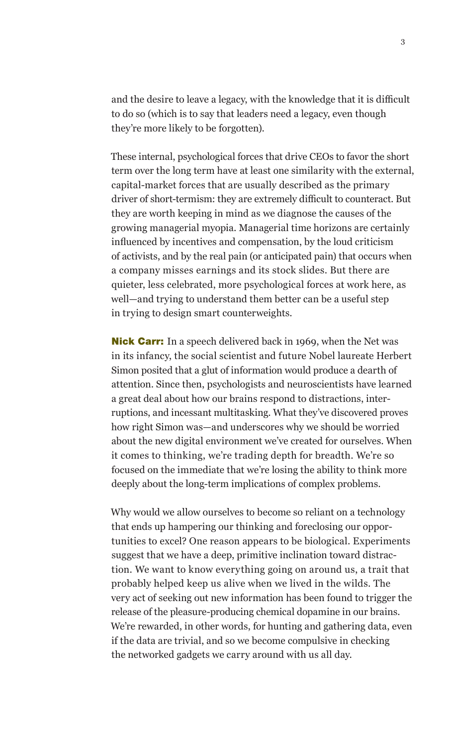and the desire to leave a legacy, with the knowledge that it is difficult to do so (which is to say that leaders need a legacy, even though they're more likely to be forgotten).

These internal, psychological forces that drive CEOs to favor the short term over the long term have at least one similarity with the external, capital-market forces that are usually described as the primary driver of short-termism: they are extremely difficult to counteract. But they are worth keeping in mind as we diagnose the causes of the growing managerial myopia. Managerial time horizons are certainly influenced by incentives and compensation, by the loud criticism of activists, and by the real pain (or anticipated pain) that occurs when a company misses earnings and its stock slides. But there are quieter, less celebrated, more psychological forces at work here, as well—and trying to understand them better can be a useful step in trying to design smart counterweights.

**Nick Carr:** In a speech delivered back in 1969, when the Net was in its infancy, the social scientist and future Nobel laureate Herbert Simon posited that a glut of information would produce a dearth of attention. Since then, psychologists and neuroscientists have learned a great deal about how our brains respond to distractions, interruptions, and incessant multitasking. What they've discovered proves how right Simon was—and underscores why we should be worried about the new digital environment we've created for ourselves. When it comes to thinking, we're trading depth for breadth. We're so focused on the immediate that we're losing the ability to think more deeply about the long-term implications of complex problems.

Why would we allow ourselves to become so reliant on a technology that ends up hampering our thinking and foreclosing our opportunities to excel? One reason appears to be biological. Experiments suggest that we have a deep, primitive inclination toward distraction. We want to know everything going on around us, a trait that probably helped keep us alive when we lived in the wilds. The very act of seeking out new information has been found to trigger the release of the pleasure-producing chemical dopamine in our brains. We're rewarded, in other words, for hunting and gathering data, even if the data are trivial, and so we become compulsive in checking the networked gadgets we carry around with us all day.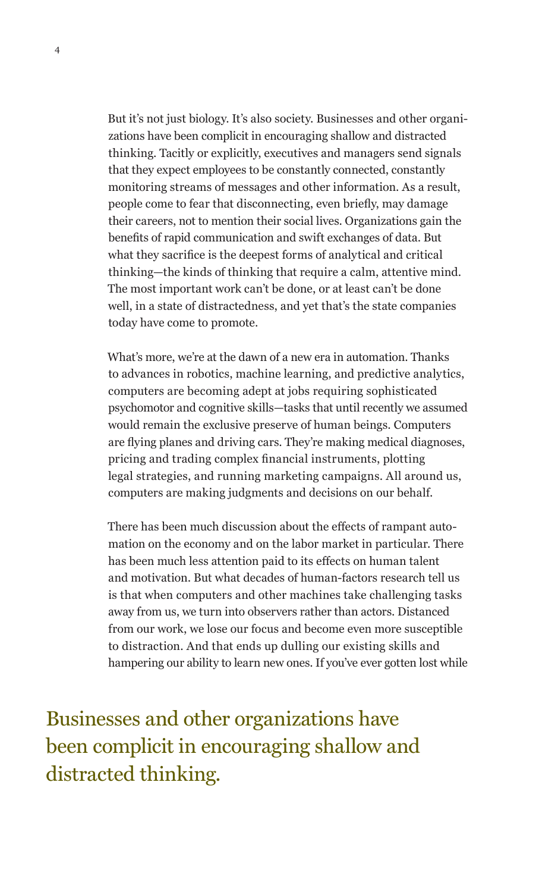But it's not just biology. It's also society. Businesses and other organizations have been complicit in encouraging shallow and distracted thinking. Tacitly or explicitly, executives and managers send signals that they expect employees to be constantly connected, constantly monitoring streams of messages and other information. As a result, people come to fear that disconnecting, even briefly, may damage their careers, not to mention their social lives. Organizations gain the benefits of rapid communication and swift exchanges of data. But what they sacrifice is the deepest forms of analytical and critical thinking—the kinds of thinking that require a calm, attentive mind. The most important work can't be done, or at least can't be done well, in a state of distractedness, and yet that's the state companies today have come to promote.

What's more, we're at the dawn of a new era in automation. Thanks to advances in robotics, machine learning, and predictive analytics, computers are becoming adept at jobs requiring sophisticated psychomotor and cognitive skills—tasks that until recently we assumed would remain the exclusive preserve of human beings. Computers are flying planes and driving cars. They're making medical diagnoses, pricing and trading complex financial instruments, plotting legal strategies, and running marketing campaigns. All around us, computers are making judgments and decisions on our behalf.

There has been much discussion about the effects of rampant automation on the economy and on the labor market in particular. There has been much less attention paid to its effects on human talent and motivation. But what decades of human-factors research tell us is that when computers and other machines take challenging tasks away from us, we turn into observers rather than actors. Distanced from our work, we lose our focus and become even more susceptible to distraction. And that ends up dulling our existing skills and hampering our ability to learn new ones. If you've ever gotten lost while

> Businesses and other organizations have been complicit in encouraging shallow and distracted thinking.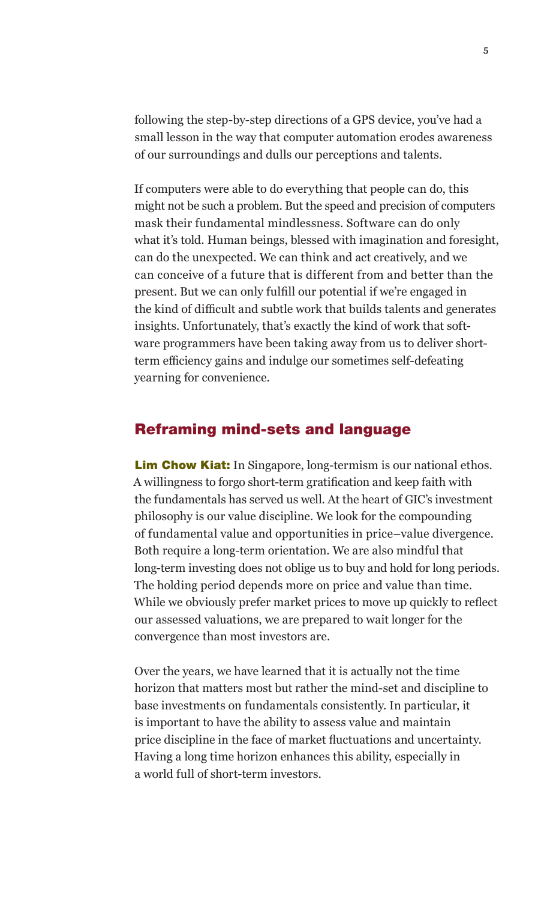following the step-by-step directions of a GPS device, you've had a small lesson in the way that computer automation erodes awareness of our surroundings and dulls our perceptions and talents.

If computers were able to do everything that people can do, this might not be such a problem. But the speed and precision of computers mask their fundamental mindlessness. Software can do only what it's told. Human beings, blessed with imagination and foresight, can do the unexpected. We can think and act creatively, and we can conceive of a future that is different from and better than the present. But we can only fulfill our potential if we're engaged in the kind of difficult and subtle work that builds talents and generates insights. Unfortunately, that's exactly the kind of work that software programmers have been taking away from us to deliver short-term efficiency gains and indulge our sometimes self-defeating yearning for convenience.

## Reframing mind-sets and language

**Lim Chow Kiat:** In Singapore, long-termism is our national ethos. A willingness to forgo short-term gratification and keep faith with the fundamentals has served us well. At the heart of GIC's investment philosophy is our value discipline. We look for the compounding of fundamental value and opportunities in price–value divergence. Both require a long-term orientation. We are also mindful that long-term investing does not oblige us to buy and hold for long periods. The holding period depends more on price and value than time. While we obviously prefer market prices to move up quickly to reflect our assessed valuations, we are prepared to wait longer for the convergence than most investors are.

Over the years, we have learned that it is actually not the time horizon that matters most but rather the mind-set and discipline to base investments on fundamentals consistently. In particular, it is important to have the ability to assess value and maintain price discipline in the face of market fluctuations and uncertainty. Having a long time horizon enhances this ability, especially in a world full of short-term investors.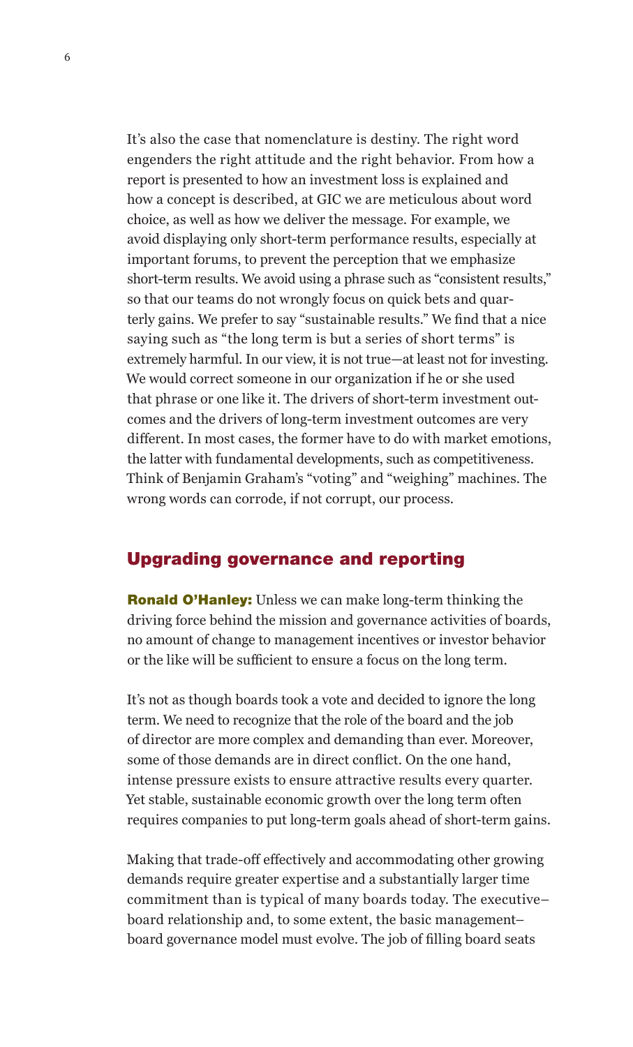It's also the case that nomenclature is destiny. The right word engenders the right attitude and the right behavior. From how a report is presented to how an investment loss is explained and how a concept is described, at GIC we are meticulous about word choice, as well as how we deliver the message. For example, we avoid displaying only short-term performance results, especially at important forums, to prevent the perception that we emphasize short-term results. We avoid using a phrase such as "consistent results," so that our teams do not wrongly focus on quick bets and quarterly gains. We prefer to say "sustainable results." We find that a nice saying such as "the long term is but a series of short terms" is extremely harmful. In our view, it is not true—at least not for investing. We would correct someone in our organization if he or she used that phrase or one like it. The drivers of short-term investment outcomes and the drivers of long-term investment outcomes are very different. In most cases, the former have to do with market emotions, the latter with fundamental developments, such as competitiveness. Think of Benjamin Graham's "voting" and "weighing" machines. The wrong words can corrode, if not corrupt, our process.

## Upgrading governance and reporting

**Ronald O'Hanley:** Unless we can make long-term thinking the driving force behind the mission and governance activities of boards, no amount of change to management incentives or investor behavior or the like will be sufficient to ensure a focus on the long term.

It's not as though boards took a vote and decided to ignore the long term. We need to recognize that the role of the board and the job of director are more complex and demanding than ever. Moreover, some of those demands are in direct conflict. On the one hand, intense pressure exists to ensure attractive results every quarter. Yet stable, sustainable economic growth over the long term often requires companies to put long-term goals ahead of short-term gains.

Making that trade-off effectively and accommodating other growing demands require greater expertise and a substantially larger time commitment than is typical of many boards today. The executive–board relationship and, to some extent, the basic management–board governance model must evolve. The job of filling board seats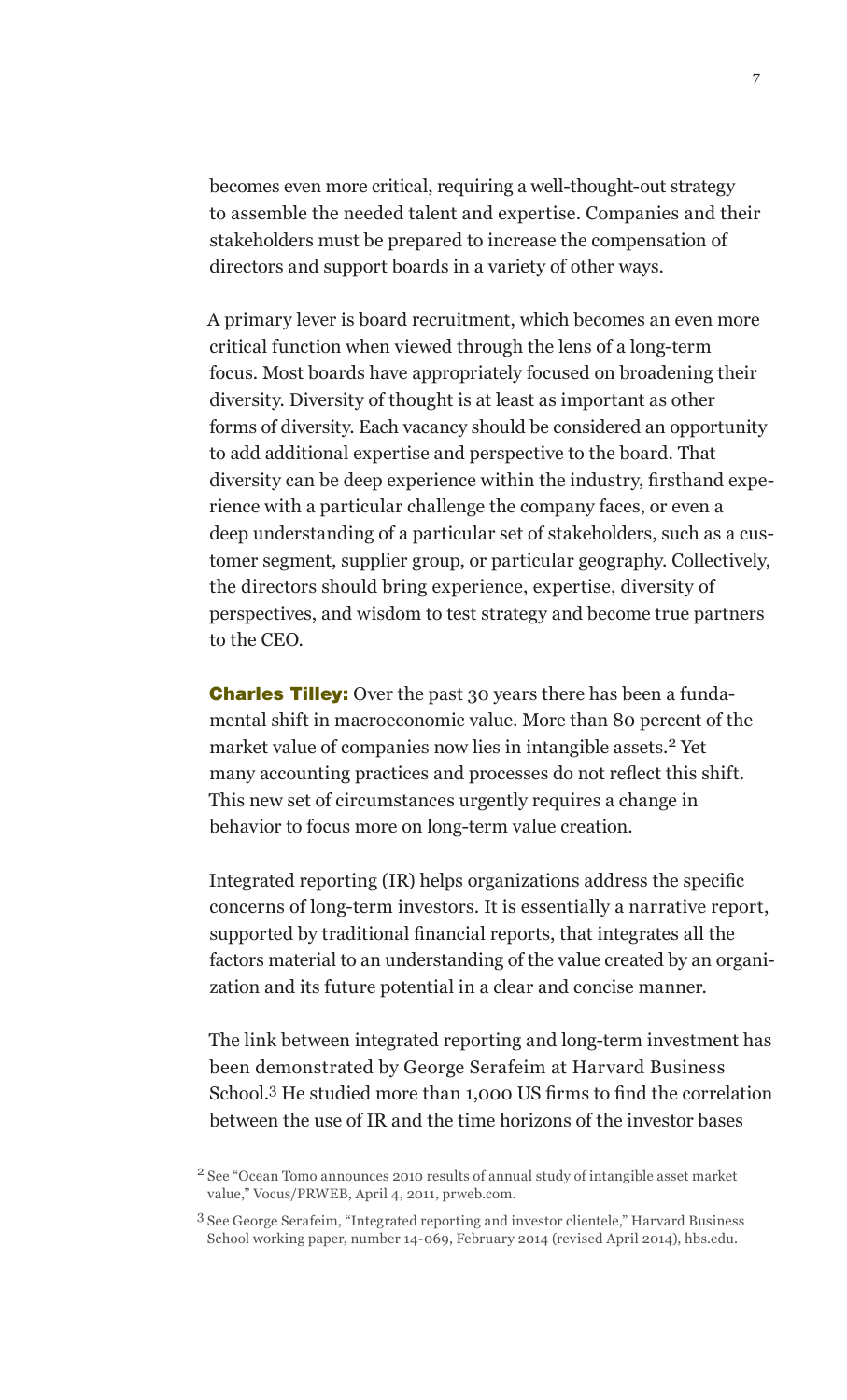becomes even more critical, requiring a well-thought-out strategy to assemble the needed talent and expertise. Companies and their stakeholders must be prepared to increase the compensation of directors and support boards in a variety of other ways.

A primary lever is board recruitment, which becomes an even more critical function when viewed through the lens of a long-term focus. Most boards have appropriately focused on broadening their diversity. Diversity of thought is at least as important as other forms of diversity. Each vacancy should be considered an opportunity to add additional expertise and perspective to the board. That diversity can be deep experience within the industry, firsthand experience with a particular challenge the company faces, or even a deep understanding of a particular set of stakeholders, such as a customer segment, supplier group, or particular geography. Collectively, the directors should bring experience, expertise, diversity of perspectives, and wisdom to test strategy and become true partners to the CEO.

**Charles Tilley:** Over the past 30 years there has been a fundamental shift in macroeconomic value. More than 80 percent of the market value of companies now lies in intangible assets.[2] Yet many accounting practices and processes do not reflect this shift. This new set of circumstances urgently requires a change in behavior to focus more on long-term value creation.

Integrated reporting (IR) helps organizations address the specific concerns of long-term investors. It is essentially a narrative report, supported by traditional financial reports, that integrates all the factors material to an understanding of the value created by an organization and its future potential in a clear and concise manner.

The link between integrated reporting and long-term investment has been demonstrated by George Serafeim at Harvard Business School.[3] He studied more than 1,000 US firms to find the correlation between the use of IR and the time horizons of the investor bases

[2] See "Ocean Tomo announces 2010 results of annual study of intangible asset market value," Vocus/PRWEB, April 4, 2011, prweb.com.

[3] See George Serafeim, "Integrated reporting and investor clientele," Harvard Business School working paper, number 14-069, February 2014 (revised April 2014), hbs.edu.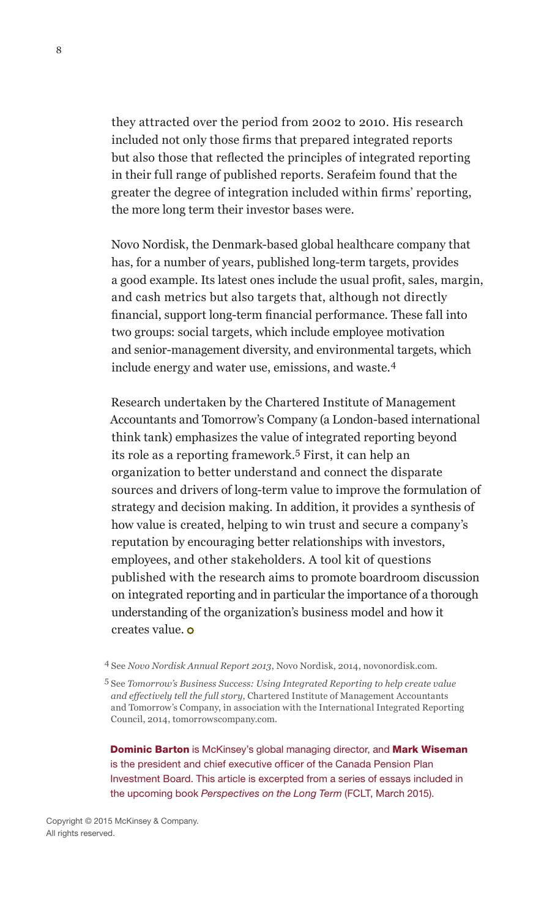they attracted over the period from 2002 to 2010. His research included not only those firms that prepared integrated reports but also those that reflected the principles of integrated reporting in their full range of published reports. Serafeim found that the greater the degree of integration included within firms' reporting, the more long term their investor bases were.

Novo Nordisk, the Denmark-based global healthcare company that has, for a number of years, published long-term targets, provides a good example. Its latest ones include the usual profit, sales, margin, and cash metrics but also targets that, although not directly financial, support long-term financial performance. These fall into two groups: social targets, which include employee motivation and senior-management diversity, and environmental targets, which include energy and water use, emissions, and waste.[4]

Research undertaken by the Chartered Institute of Management Accountants and Tomorrow's Company (a London-based international think tank) emphasizes the value of integrated reporting beyond its role as a reporting framework.[5] First, it can help an organization to better understand and connect the disparate sources and drivers of long-term value to improve the formulation of strategy and decision making. In addition, it provides a synthesis of how value is created, helping to win trust and secure a company's reputation by encouraging better relationships with investors, employees, and other stakeholders. A tool kit of questions published with the research aims to promote boardroom discussion on integrated reporting and in particular the importance of a thorough understanding of the organization's business model and how it creates value.

[4] See *Novo Nordisk Annual Report 2013*, Novo Nordisk, 2014, novonordisk.com.

[5] See *Tomorrow's Business Success: Using Integrated Reporting to help create value and effectively tell the full story*, Chartered Institute of Management Accountants and Tomorrow's Company, in association with the International Integrated Reporting Council, 2014, tomorrowscompany.com.

**Dominic Barton** is McKinsey's global managing director, and **Mark Wiseman** is the president and chief executive officer of the Canada Pension Plan Investment Board. This article is excerpted from a series of essays included in the upcoming book *Perspectives on the Long Term* (FCLT, March 2015).

Copyright © 2015 McKinsey & Company.
All rights reserved.